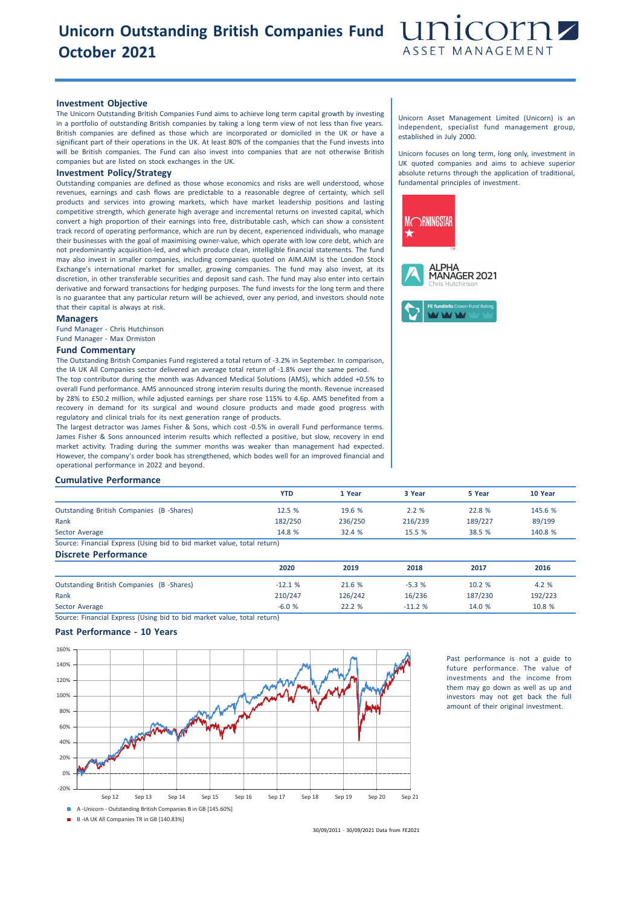# Unicorn Outstanding British Companies Fund October 2021

unicorn ASSET MANAGEMENT

## Investment Objective

The Unicorn Outstanding British Companies Fund aims to achieve long term capital growth by investing in a portfolio of outstanding British companies by taking a long term view of not less than five years. British companies are defined as those which are incorporated or domiciled in the UK or have a significant part of their operations in the UK. At least 80% of the companies that the Fund invests into will be British companies. The Fund can also invest into companies that are not otherwise British companies but are listed on stock exchanges in the UK.

## Investment Policy/Strategy

Outstanding companies are defined as those whose economics and risks are well understood, whose revenues, earnings and cash flows are predictable to a reasonable degree of certainty, which sell products and services into growing markets, which have market leadership positions and lasting competitive strength, which generate high average and incremental returns on invested capital, which convert a high proportion of their earnings into free, distributable cash, which can show a consistent track record of operating performance, which are run by decent, experienced individuals, who manage their businesses with the goal of maximising owner-value, which operate with low core debt, which are not predominantly acquisition-led, and which produce clean, intelligible financial statements. The fund may also invest in smaller companies, including companies quoted on AIM.AIM is the London Stock Exchange's international market for smaller, growing companies. The fund may also invest, at its discretion, in other transferable securities and deposit sand cash. The fund may also enter into certain derivative and forward transactions for hedging purposes. The fund invests for the long term and there is no guarantee that any particular return will be achieved, over any period, and investors should note that their capital is always at risk.

## Managers

Fund Manager - Chris Hutchinson

Fund Manager - Max Ormiston

## Fund Commentary

The Outstanding British Companies Fund registered a total return of -3.2% in September. In comparison, the IA UK All Companies sector delivered an average total return of -1.8% over the same period.

The top contributor during the month was Advanced Medical Solutions (AMS), which added +0.5% to overall Fund performance. AMS announced strong interim results during the month. Revenue increased by 28% to £50.2 million, while adjusted earnings per share rose 115% to 4.6p. AMS benefited from a recovery in demand for its surgical and wound closure products and made good progress with regulatory and clinical trials for its next generation range of products.

The largest detractor was James Fisher & Sons, which cost -0.5% in overall Fund performance terms. James Fisher & Sons announced interim results which reflected a positive, but slow, recovery in end market activity. Trading during the summer months was weaker than management had expected. However, the company's order book has strengthened, which bodes well for an improved financial and operational performance in 2022 and beyond.

Unicorn Asset Management Limited (Unicorn) is an independent, specialist fund management group, established in July 2000.

Unicorn focuses on long term, long only, investment in UK quoted companies and aims to achieve superior absolute returns through the application of traditional, fundamental principles of investment.

MORNINGSTAR ★

ALPHA MANAGER 2021 Chris Hutchinson

FE fundinfo Crown Fund Rating

## Cumulative Performance

| | YTD | 1 Year | 3 Year | 5 Year | 10 Year |
|---|---|---|---|---|---|
| Outstanding British Companies (B -Shares) | 12.5 % | 19.6 % | 2.2 % | 22.8 % | 145.6 % |
| Rank | 182/250 | 236/250 | 216/239 | 189/227 | 89/199 |
| Sector Average | 14.8 % | 32.4 % | 15.5 % | 38.5 % | 140.8 % |

Source: Financial Express (Using bid to bid market value, total return)

## Discrete Performance

| | 2020 | 2019 | 2018 | 2017 | 2016 |
|---|---|---|---|---|---|
| Outstanding British Companies (B -Shares) | -12.1 % | 21.6 % | -5.3 % | 10.2 % | 4.2 % |
| Rank | 210/247 | 126/242 | 16/236 | 187/230 | 192/223 |
| Sector Average | -6.0 % | 22.2 % | -11.2 % | 14.0 % | 10.8 % |

Source: Financial Express (Using bid to bid market value, total return)

## Past Performance - 10 Years

A -Unicorn - Outstanding British Companies B in GB [145.60%]

B -IA UK All Companies TR in GB [140.83%]

30/09/2011 - 30/09/2021 Data from FE2021

Past performance is not a guide to future performance. The value of investments and the income from them may go down as well as up and investors may not get back the full amount of their original investment.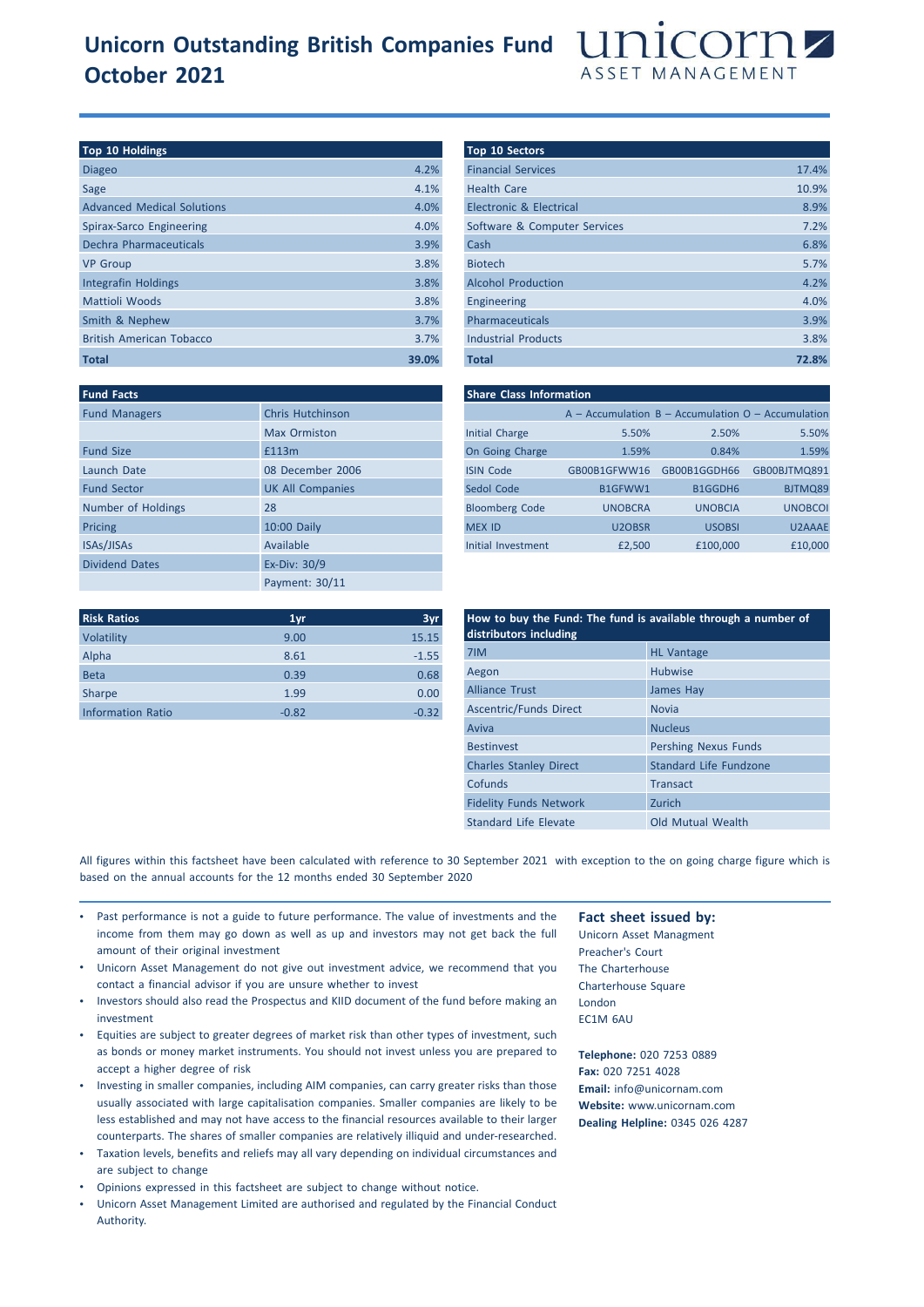# Unicorn Outstanding British Companies Fund October 2021

unicorn ASSET MANAGEMENT

| Top 10 Holdings | |
|---|---|
| Diageo | 4.2% |
| Sage | 4.1% |
| Advanced Medical Solutions | 4.0% |
| Spirax-Sarco Engineering | 4.0% |
| Dechra Pharmaceuticals | 3.9% |
| VP Group | 3.8% |
| Integrafin Holdings | 3.8% |
| Mattioli Woods | 3.8% |
| Smith & Nephew | 3.7% |
| British American Tobacco | 3.7% |
| **Total** | **39.0%** |

| Top 10 Sectors | |
|---|---|
| Financial Services | 17.4% |
| Health Care | 10.9% |
| Electronic & Electrical | 8.9% |
| Software & Computer Services | 7.2% |
| Cash | 6.8% |
| Biotech | 5.7% |
| Alcohol Production | 4.2% |
| Engineering | 4.0% |
| Pharmaceuticals | 3.9% |
| Industrial Products | 3.8% |
| **Total** | **72.8%** |

| Fund Facts | |
|---|---|
| Fund Managers | Chris Hutchinson |
| | Max Ormiston |
| Fund Size | £113m |
| Launch Date | 08 December 2006 |
| Fund Sector | UK All Companies |
| Number of Holdings | 28 |
| Pricing | 10:00 Daily |
| ISAs/JISAs | Available |
| Dividend Dates | Ex-Div: 30/9 |
| | Payment: 30/11 |

| Share Class Information | A – Accumulation | B – Accumulation | O – Accumulation |
|---|---|---|---|
| Initial Charge | 5.50% | 2.50% | 5.50% |
| On Going Charge | 1.59% | 0.84% | 1.59% |
| ISIN Code | GB00B1GFWW16 | GB00B1GGDH66 | GB00BJTMQ891 |
| Sedol Code | B1GFWW1 | B1GGDH6 | BJTMQ89 |
| Bloomberg Code | UNOBCRA | UNOBCIA | UNOBCOI |
| MEX ID | U2OBSR | USOBSI | U2AAAE |
| Initial Investment | £2,500 | £100,000 | £10,000 |

| Risk Ratios | 1yr | 3yr |
|---|---|---|
| Volatility | 9.00 | 15.15 |
| Alpha | 8.61 | -1.55 |
| Beta | 0.39 | 0.68 |
| Sharpe | 1.99 | 0.00 |
| Information Ratio | -0.82 | -0.32 |

| How to buy the Fund: The fund is available through a number of distributors including | |
|---|---|
| 7IM | HL Vantage |
| Aegon | Hubwise |
| Alliance Trust | James Hay |
| Ascentric/Funds Direct | Novia |
| Aviva | Nucleus |
| Bestinvest | Pershing Nexus Funds |
| Charles Stanley Direct | Standard Life Fundzone |
| Cofunds | Transact |
| Fidelity Funds Network | Zurich |
| Standard Life Elevate | Old Mutual Wealth |

All figures within this factsheet have been calculated with reference to 30 September 2021 with exception to the on going charge figure which is based on the annual accounts for the 12 months ended 30 September 2020

- Past performance is not a guide to future performance. The value of investments and the income from them may go down as well as up and investors may not get back the full amount of their original investment
- Unicorn Asset Management do not give out investment advice, we recommend that you contact a financial advisor if you are unsure whether to invest
- Investors should also read the Prospectus and KIID document of the fund before making an investment
- Equities are subject to greater degrees of market risk than other types of investment, such as bonds or money market instruments. You should not invest unless you are prepared to accept a higher degree of risk
- Investing in smaller companies, including AIM companies, can carry greater risks than those usually associated with large capitalisation companies. Smaller companies are likely to be less established and may not have access to the financial resources available to their larger counterparts. The shares of smaller companies are relatively illiquid and under-researched.
- Taxation levels, benefits and reliefs may all vary depending on individual circumstances and are subject to change
- Opinions expressed in this factsheet are subject to change without notice.
- Unicorn Asset Management Limited are authorised and regulated by the Financial Conduct Authority.

**Fact sheet issued by:**

Unicorn Asset Managment
Preacher's Court
The Charterhouse
Charterhouse Square
London
EC1M 6AU

**Telephone:** 020 7253 0889
**Fax:** 020 7251 4028
**Email:** info@unicornam.com
**Website:** www.unicornam.com
**Dealing Helpline:** 0345 026 4287